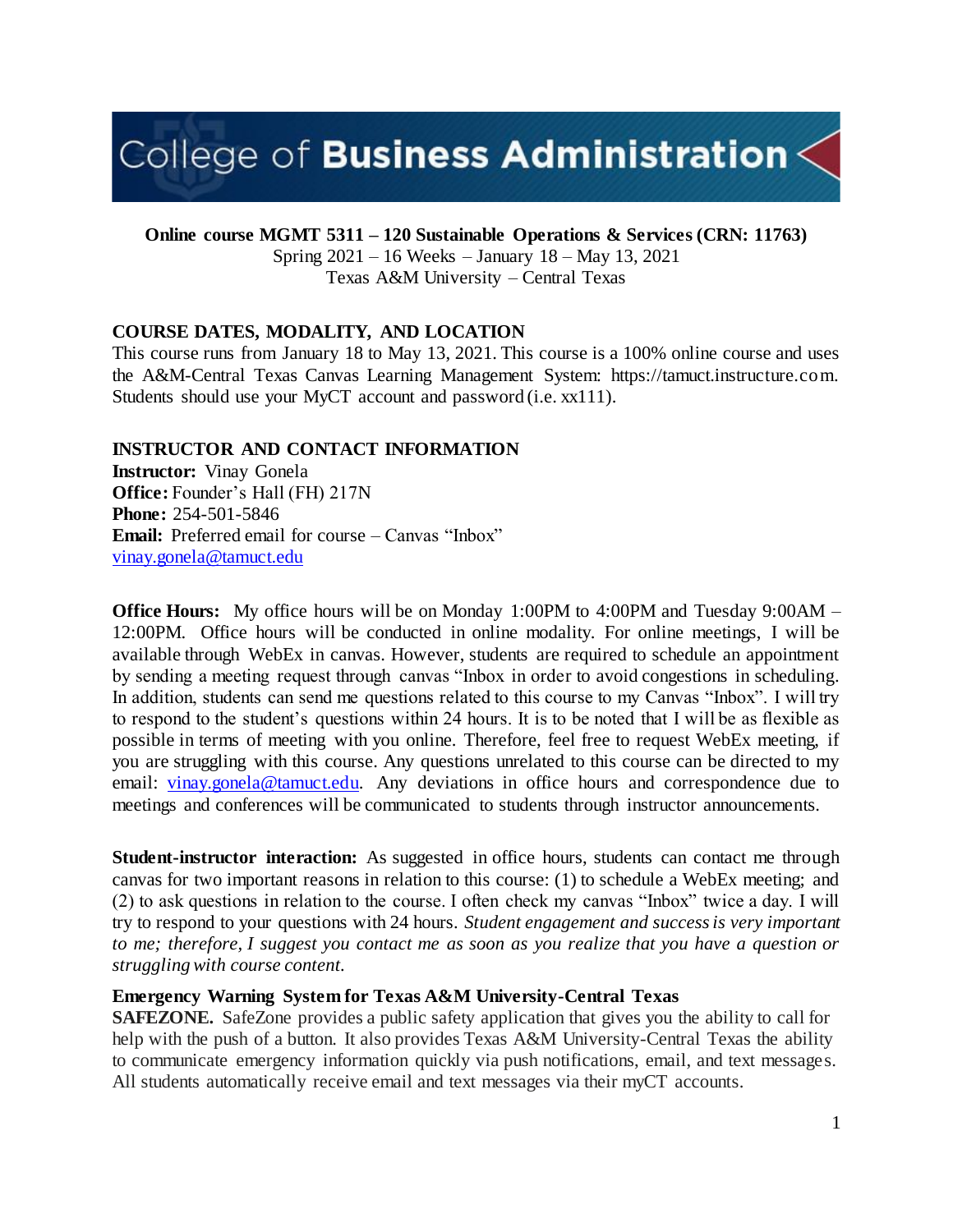# College of Business Administration

**Online course MGMT 5311 – 120 Sustainable Operations & Services (CRN: 11763)**
Spring 2021 – 16 Weeks – January 18 – May 13, 2021
Texas A&M University – Central Texas

## COURSE DATES, MODALITY, AND LOCATION

This course runs from January 18 to May 13, 2021. This course is a 100% online course and uses the A&M-Central Texas Canvas Learning Management System: https://tamuct.instructure.com. Students should use your MyCT account and password (i.e. xx111).

## INSTRUCTOR AND CONTACT INFORMATION

**Instructor:** Vinay Gonela
**Office:** Founder's Hall (FH) 217N
**Phone:** 254-501-5846
**Email:** Preferred email for course – Canvas "Inbox"
vinay.gonela@tamuct.edu

**Office Hours:** My office hours will be on Monday 1:00PM to 4:00PM and Tuesday 9:00AM – 12:00PM. Office hours will be conducted in online modality. For online meetings, I will be available through WebEx in canvas. However, students are required to schedule an appointment by sending a meeting request through canvas "Inbox in order to avoid congestions in scheduling. In addition, students can send me questions related to this course to my Canvas "Inbox". I will try to respond to the student's questions within 24 hours. It is to be noted that I will be as flexible as possible in terms of meeting with you online. Therefore, feel free to request WebEx meeting, if you are struggling with this course. Any questions unrelated to this course can be directed to my email: vinay.gonela@tamuct.edu. Any deviations in office hours and correspondence due to meetings and conferences will be communicated to students through instructor announcements.

**Student-instructor interaction:** As suggested in office hours, students can contact me through canvas for two important reasons in relation to this course: (1) to schedule a WebEx meeting; and (2) to ask questions in relation to the course. I often check my canvas "Inbox" twice a day. I will try to respond to your questions with 24 hours. *Student engagement and success is very important to me; therefore, I suggest you contact me as soon as you realize that you have a question or struggling with course content.*

**Emergency Warning System for Texas A&M University-Central Texas**

**SAFEZONE.** SafeZone provides a public safety application that gives you the ability to call for help with the push of a button. It also provides Texas A&M University-Central Texas the ability to communicate emergency information quickly via push notifications, email, and text messages. All students automatically receive email and text messages via their myCT accounts.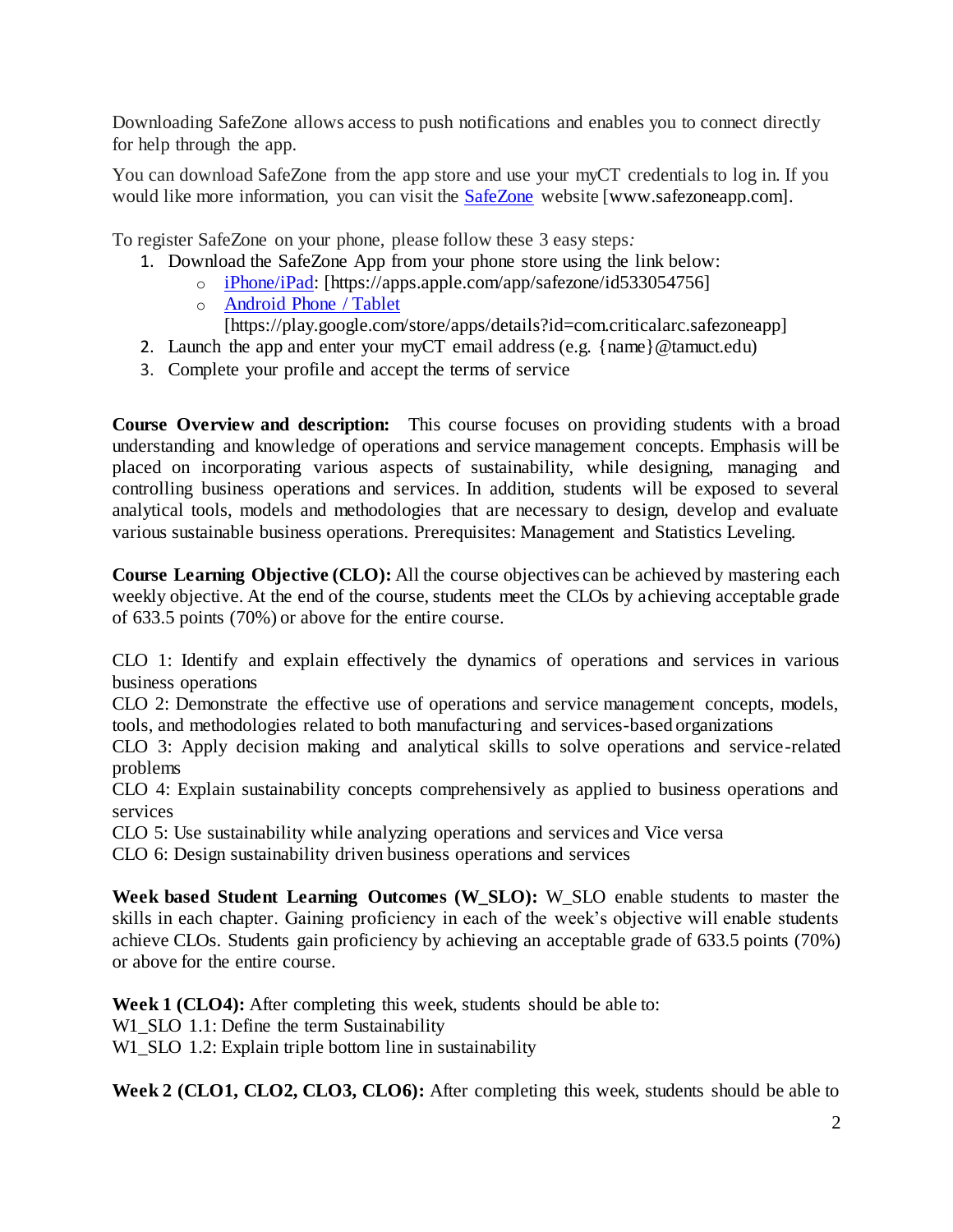Downloading SafeZone allows access to push notifications and enables you to connect directly for help through the app.

You can download SafeZone from the app store and use your myCT credentials to log in. If you would like more information, you can visit the SafeZone website [www.safezoneapp.com].

To register SafeZone on your phone, please follow these 3 easy steps*:*

1. Download the SafeZone App from your phone store using the link below:
   - iPhone/iPad: [https://apps.apple.com/app/safezone/id533054756]
   - Android Phone / Tablet [https://play.google.com/store/apps/details?id=com.criticalarc.safezoneapp]
2. Launch the app and enter your myCT email address (e.g. {name}@tamuct.edu)
3. Complete your profile and accept the terms of service

**Course Overview and description:** This course focuses on providing students with a broad understanding and knowledge of operations and service management concepts. Emphasis will be placed on incorporating various aspects of sustainability, while designing, managing and controlling business operations and services. In addition, students will be exposed to several analytical tools, models and methodologies that are necessary to design, develop and evaluate various sustainable business operations. Prerequisites: Management and Statistics Leveling.

**Course Learning Objective (CLO):** All the course objectives can be achieved by mastering each weekly objective. At the end of the course, students meet the CLOs by achieving acceptable grade of 633.5 points (70%) or above for the entire course.

CLO 1: Identify and explain effectively the dynamics of operations and services in various business operations
CLO 2: Demonstrate the effective use of operations and service management concepts, models, tools, and methodologies related to both manufacturing and services-based organizations
CLO 3: Apply decision making and analytical skills to solve operations and service-related problems
CLO 4: Explain sustainability concepts comprehensively as applied to business operations and services
CLO 5: Use sustainability while analyzing operations and services and Vice versa
CLO 6: Design sustainability driven business operations and services

**Week based Student Learning Outcomes (W_SLO):** W_SLO enable students to master the skills in each chapter. Gaining proficiency in each of the week's objective will enable students achieve CLOs. Students gain proficiency by achieving an acceptable grade of 633.5 points (70%) or above for the entire course.

**Week 1 (CLO4):** After completing this week, students should be able to:
W1_SLO 1.1: Define the term Sustainability
W1_SLO 1.2: Explain triple bottom line in sustainability

**Week 2 (CLO1, CLO2, CLO3, CLO6):** After completing this week, students should be able to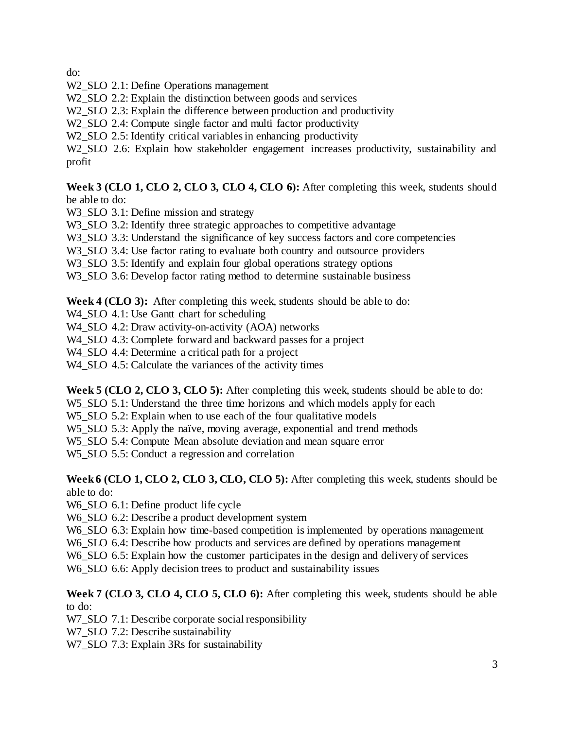do:

W2_SLO 2.1: Define Operations management

W2_SLO 2.2: Explain the distinction between goods and services

W2_SLO 2.3: Explain the difference between production and productivity

W2_SLO 2.4: Compute single factor and multi factor productivity

W2_SLO 2.5: Identify critical variables in enhancing productivity

W2_SLO 2.6: Explain how stakeholder engagement increases productivity, sustainability and profit

**Week 3 (CLO 1, CLO 2, CLO 3, CLO 4, CLO 6):** After completing this week, students should be able to do:

W3_SLO 3.1: Define mission and strategy

W3_SLO 3.2: Identify three strategic approaches to competitive advantage

W3_SLO 3.3: Understand the significance of key success factors and core competencies

W3_SLO 3.4: Use factor rating to evaluate both country and outsource providers

W3_SLO 3.5: Identify and explain four global operations strategy options

W3_SLO 3.6: Develop factor rating method to determine sustainable business

**Week 4 (CLO 3):** After completing this week, students should be able to do:

W4_SLO 4.1: Use Gantt chart for scheduling

W4_SLO 4.2: Draw activity-on-activity (AOA) networks

W4_SLO 4.3: Complete forward and backward passes for a project

W4_SLO 4.4: Determine a critical path for a project

W4_SLO 4.5: Calculate the variances of the activity times

**Week 5 (CLO 2, CLO 3, CLO 5):** After completing this week, students should be able to do:

W5_SLO 5.1: Understand the three time horizons and which models apply for each

W5_SLO 5.2: Explain when to use each of the four qualitative models

W5_SLO 5.3: Apply the naïve, moving average, exponential and trend methods

W5_SLO 5.4: Compute Mean absolute deviation and mean square error

W5_SLO 5.5: Conduct a regression and correlation

**Week 6 (CLO 1, CLO 2, CLO 3, CLO, CLO 5):** After completing this week, students should be able to do:

W6_SLO 6.1: Define product life cycle

W6_SLO 6.2: Describe a product development system

W6_SLO 6.3: Explain how time-based competition is implemented by operations management

W6_SLO 6.4: Describe how products and services are defined by operations management

W6_SLO 6.5: Explain how the customer participates in the design and delivery of services

W6_SLO 6.6: Apply decision trees to product and sustainability issues

**Week 7 (CLO 3, CLO 4, CLO 5, CLO 6):** After completing this week, students should be able to do:

W7_SLO 7.1: Describe corporate social responsibility

W7_SLO 7.2: Describe sustainability

W7_SLO 7.3: Explain 3Rs for sustainability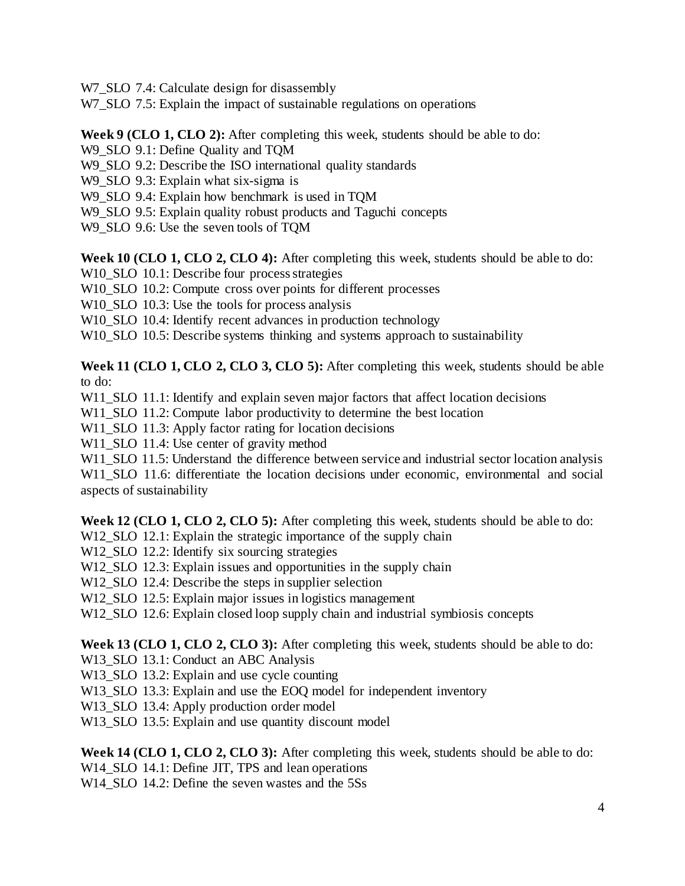W7_SLO 7.4: Calculate design for disassembly
W7_SLO 7.5: Explain the impact of sustainable regulations on operations

**Week 9 (CLO 1, CLO 2):** After completing this week, students should be able to do:
W9_SLO 9.1: Define Quality and TQM
W9_SLO 9.2: Describe the ISO international quality standards
W9_SLO 9.3: Explain what six-sigma is
W9_SLO 9.4: Explain how benchmark is used in TQM
W9_SLO 9.5: Explain quality robust products and Taguchi concepts
W9_SLO 9.6: Use the seven tools of TQM

**Week 10 (CLO 1, CLO 2, CLO 4):** After completing this week, students should be able to do:
W10_SLO 10.1: Describe four process strategies
W10_SLO 10.2: Compute cross over points for different processes
W10_SLO 10.3: Use the tools for process analysis
W10_SLO 10.4: Identify recent advances in production technology
W10_SLO 10.5: Describe systems thinking and systems approach to sustainability

**Week 11 (CLO 1, CLO 2, CLO 3, CLO 5):** After completing this week, students should be able to do:
W11_SLO 11.1: Identify and explain seven major factors that affect location decisions
W11_SLO 11.2: Compute labor productivity to determine the best location
W11_SLO 11.3: Apply factor rating for location decisions
W11_SLO 11.4: Use center of gravity method
W11_SLO 11.5: Understand the difference between service and industrial sector location analysis
W11_SLO 11.6: differentiate the location decisions under economic, environmental and social aspects of sustainability

**Week 12 (CLO 1, CLO 2, CLO 5):** After completing this week, students should be able to do:
W12_SLO 12.1: Explain the strategic importance of the supply chain
W12_SLO 12.2: Identify six sourcing strategies
W12_SLO 12.3: Explain issues and opportunities in the supply chain
W12_SLO 12.4: Describe the steps in supplier selection
W12_SLO 12.5: Explain major issues in logistics management
W12_SLO 12.6: Explain closed loop supply chain and industrial symbiosis concepts

**Week 13 (CLO 1, CLO 2, CLO 3):** After completing this week, students should be able to do:
W13_SLO 13.1: Conduct an ABC Analysis
W13_SLO 13.2: Explain and use cycle counting
W13_SLO 13.3: Explain and use the EOQ model for independent inventory
W13_SLO 13.4: Apply production order model
W13_SLO 13.5: Explain and use quantity discount model

**Week 14 (CLO 1, CLO 2, CLO 3):** After completing this week, students should be able to do:
W14_SLO 14.1: Define JIT, TPS and lean operations
W14_SLO 14.2: Define the seven wastes and the 5Ss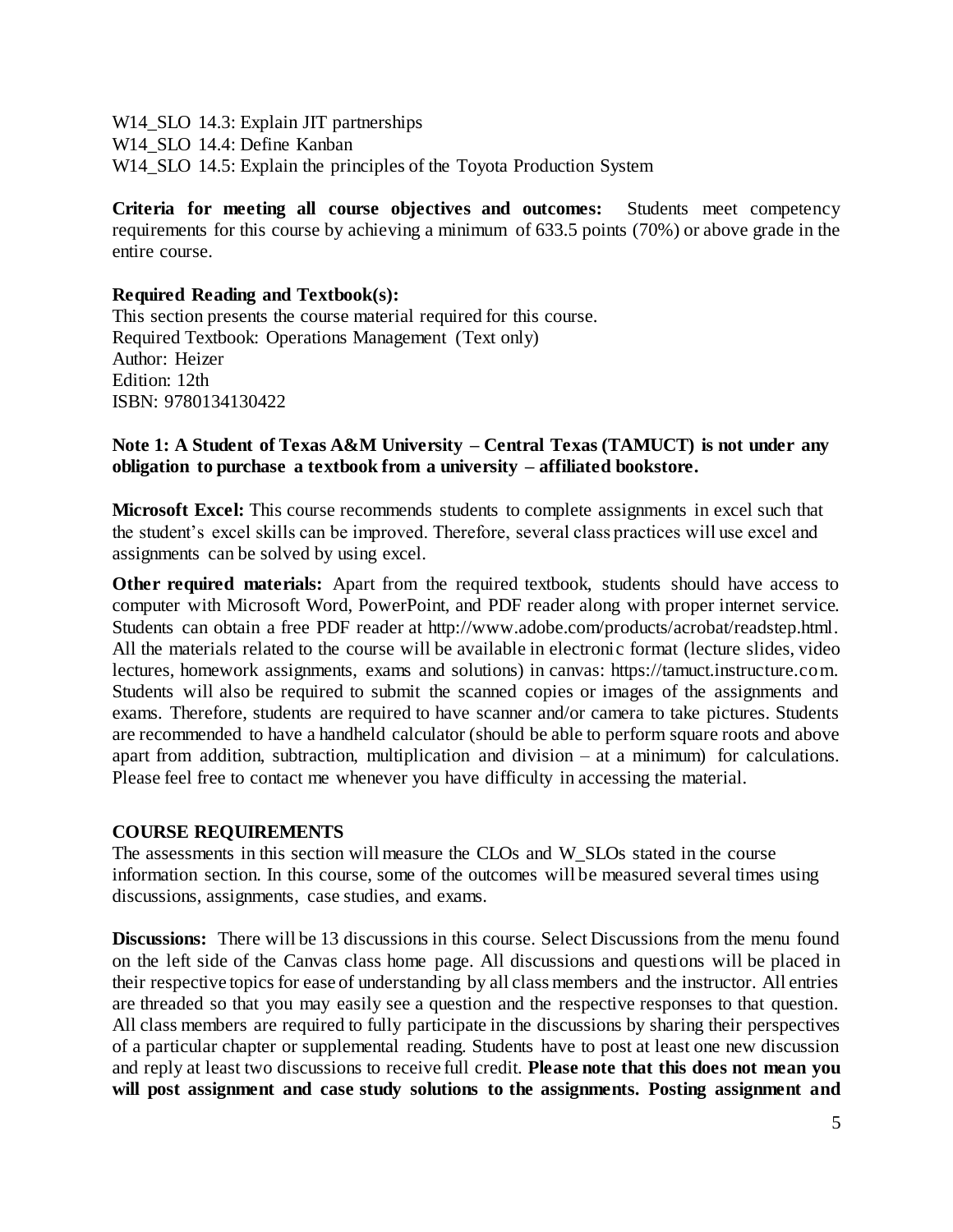W14_SLO 14.3: Explain JIT partnerships
W14_SLO 14.4: Define Kanban
W14_SLO 14.5: Explain the principles of the Toyota Production System

**Criteria for meeting all course objectives and outcomes:** Students meet competency requirements for this course by achieving a minimum of 633.5 points (70%) or above grade in the entire course.

**Required Reading and Textbook(s):**
This section presents the course material required for this course.
Required Textbook: Operations Management (Text only)
Author: Heizer
Edition: 12th
ISBN: 9780134130422

**Note 1: A Student of Texas A&M University – Central Texas (TAMUCT) is not under any obligation to purchase a textbook from a university – affiliated bookstore.**

**Microsoft Excel:** This course recommends students to complete assignments in excel such that the student's excel skills can be improved. Therefore, several class practices will use excel and assignments can be solved by using excel.

**Other required materials:** Apart from the required textbook, students should have access to computer with Microsoft Word, PowerPoint, and PDF reader along with proper internet service. Students can obtain a free PDF reader at http://www.adobe.com/products/acrobat/readstep.html. All the materials related to the course will be available in electronic format (lecture slides, video lectures, homework assignments, exams and solutions) in canvas: https://tamuct.instructure.com. Students will also be required to submit the scanned copies or images of the assignments and exams. Therefore, students are required to have scanner and/or camera to take pictures. Students are recommended to have a handheld calculator (should be able to perform square roots and above apart from addition, subtraction, multiplication and division – at a minimum) for calculations. Please feel free to contact me whenever you have difficulty in accessing the material.

## COURSE REQUIREMENTS

The assessments in this section will measure the CLOs and W_SLOs stated in the course information section. In this course, some of the outcomes will be measured several times using discussions, assignments, case studies, and exams.

**Discussions:** There will be 13 discussions in this course. Select Discussions from the menu found on the left side of the Canvas class home page. All discussions and questions will be placed in their respective topics for ease of understanding by all class members and the instructor. All entries are threaded so that you may easily see a question and the respective responses to that question. All class members are required to fully participate in the discussions by sharing their perspectives of a particular chapter or supplemental reading. Students have to post at least one new discussion and reply at least two discussions to receive full credit. **Please note that this does not mean you will post assignment and case study solutions to the assignments. Posting assignment and**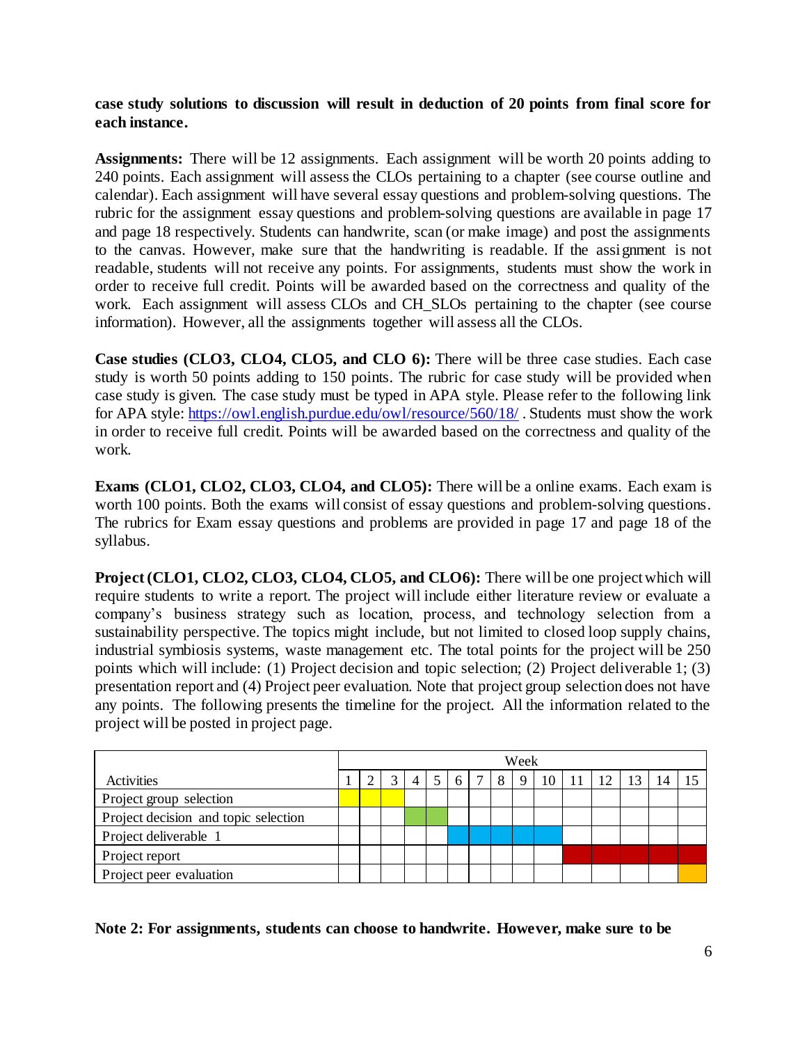**case study solutions to discussion will result in deduction of 20 points from final score for each instance.**

**Assignments:** There will be 12 assignments. Each assignment will be worth 20 points adding to 240 points. Each assignment will assess the CLOs pertaining to a chapter (see course outline and calendar). Each assignment will have several essay questions and problem-solving questions. The rubric for the assignment essay questions and problem-solving questions are available in page 17 and page 18 respectively. Students can handwrite, scan (or make image) and post the assignments to the canvas. However, make sure that the handwriting is readable. If the assignment is not readable, students will not receive any points. For assignments, students must show the work in order to receive full credit. Points will be awarded based on the correctness and quality of the work. Each assignment will assess CLOs and CH_SLOs pertaining to the chapter (see course information). However, all the assignments together will assess all the CLOs.

**Case studies (CLO3, CLO4, CLO5, and CLO 6):** There will be three case studies. Each case study is worth 50 points adding to 150 points. The rubric for case study will be provided when case study is given. The case study must be typed in APA style. Please refer to the following link for APA style: https://owl.english.purdue.edu/owl/resource/560/18/ . Students must show the work in order to receive full credit. Points will be awarded based on the correctness and quality of the work.

**Exams (CLO1, CLO2, CLO3, CLO4, and CLO5):** There will be a online exams. Each exam is worth 100 points. Both the exams will consist of essay questions and problem-solving questions. The rubrics for Exam essay questions and problems are provided in page 17 and page 18 of the syllabus.

**Project (CLO1, CLO2, CLO3, CLO4, CLO5, and CLO6):** There will be one project which will require students to write a report. The project will include either literature review or evaluate a company's business strategy such as location, process, and technology selection from a sustainability perspective. The topics might include, but not limited to closed loop supply chains, industrial symbiosis systems, waste management etc. The total points for the project will be 250 points which will include: (1) Project decision and topic selection; (2) Project deliverable 1; (3) presentation report and (4) Project peer evaluation. Note that project group selection does not have any points. The following presents the timeline for the project. All the information related to the project will be posted in project page.

| Activities | Week | | | | | | | | | | | | | | |
|---|---|---|---|---|---|---|---|---|---|---|---|---|---|---|---|
| | 1 | 2 | 3 | 4 | 5 | 6 | 7 | 8 | 9 | 10 | 11 | 12 | 13 | 14 | 15 |
| Project group selection | ■ | ■ | ■ | | | | | | | | | | | | |
| Project decision and topic selection | | | | ■ | ■ | | | | | | | | | | |
| Project deliverable 1 | | | | | | ■ | ■ | ■ | ■ | ■ | | | | | |
| Project report | | | | | | | | | | | ■ | ■ | ■ | ■ | ■ |
| Project peer evaluation | | | | | | | | | | | | | | | ■ |

**Note 2: For assignments, students can choose to handwrite. However, make sure to be**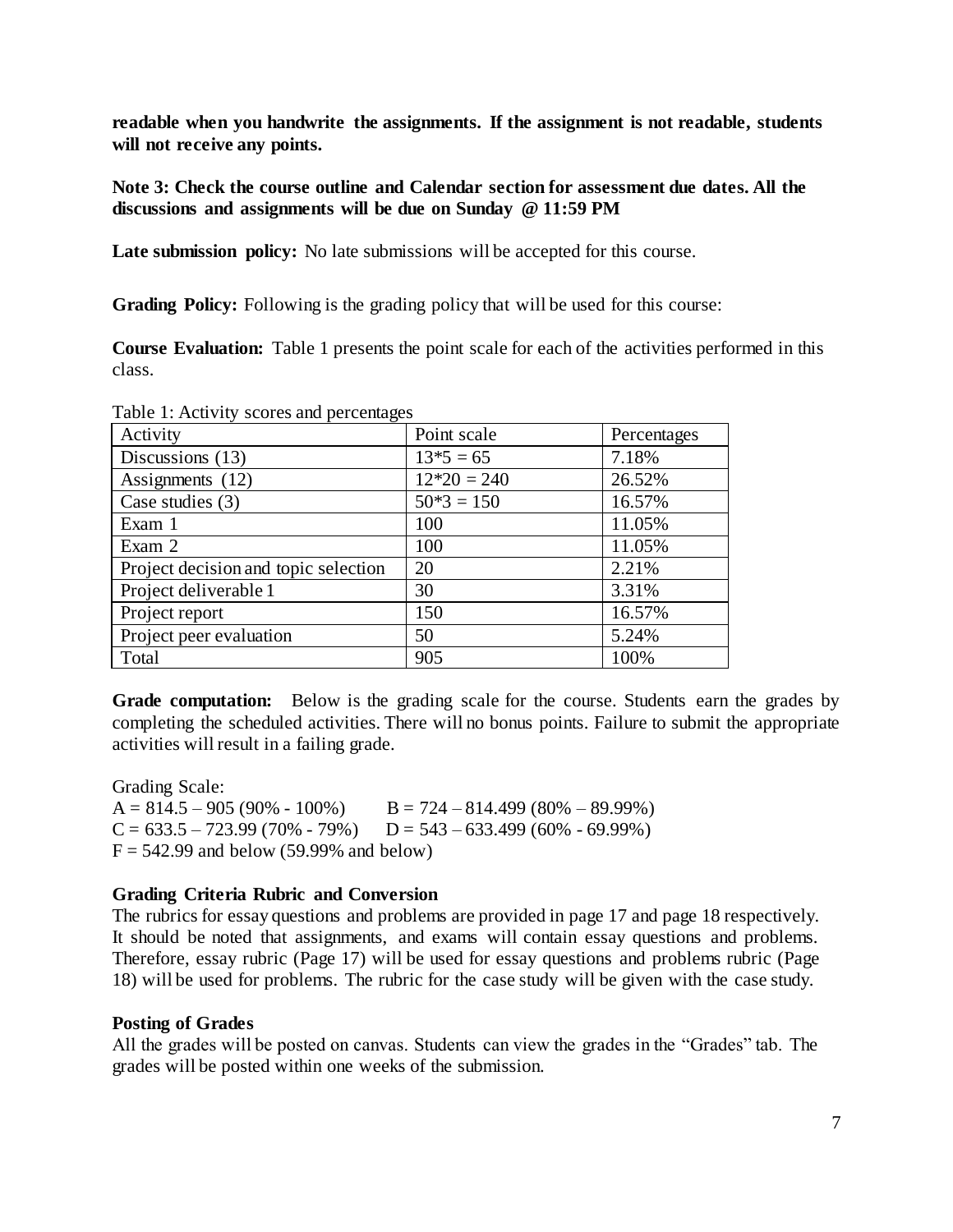**readable when you handwrite the assignments. If the assignment is not readable, students will not receive any points.**

**Note 3: Check the course outline and Calendar section for assessment due dates. All the discussions and assignments will be due on Sunday @ 11:59 PM**

**Late submission policy:** No late submissions will be accepted for this course.

**Grading Policy:** Following is the grading policy that will be used for this course:

**Course Evaluation:** Table 1 presents the point scale for each of the activities performed in this class.

Table 1: Activity scores and percentages

| Activity | Point scale | Percentages |
| --- | --- | --- |
| Discussions (13) | 13*5 = 65 | 7.18% |
| Assignments (12) | 12*20 = 240 | 26.52% |
| Case studies (3) | 50*3 = 150 | 16.57% |
| Exam 1 | 100 | 11.05% |
| Exam 2 | 100 | 11.05% |
| Project decision and topic selection | 20 | 2.21% |
| Project deliverable 1 | 30 | 3.31% |
| Project report | 150 | 16.57% |
| Project peer evaluation | 50 | 5.24% |
| Total | 905 | 100% |

**Grade computation:** Below is the grading scale for the course. Students earn the grades by completing the scheduled activities. There will no bonus points. Failure to submit the appropriate activities will result in a failing grade.

Grading Scale:
A = 814.5 – 905 (90% - 100%) B = 724 – 814.499 (80% – 89.99%)
C = 633.5 – 723.99 (70% - 79%) D = 543 – 633.499 (60% - 69.99%)
F = 542.99 and below (59.99% and below)

**Grading Criteria Rubric and Conversion**

The rubrics for essay questions and problems are provided in page 17 and page 18 respectively. It should be noted that assignments, and exams will contain essay questions and problems. Therefore, essay rubric (Page 17) will be used for essay questions and problems rubric (Page 18) will be used for problems. The rubric for the case study will be given with the case study.

**Posting of Grades**

All the grades will be posted on canvas. Students can view the grades in the "Grades" tab. The grades will be posted within one weeks of the submission.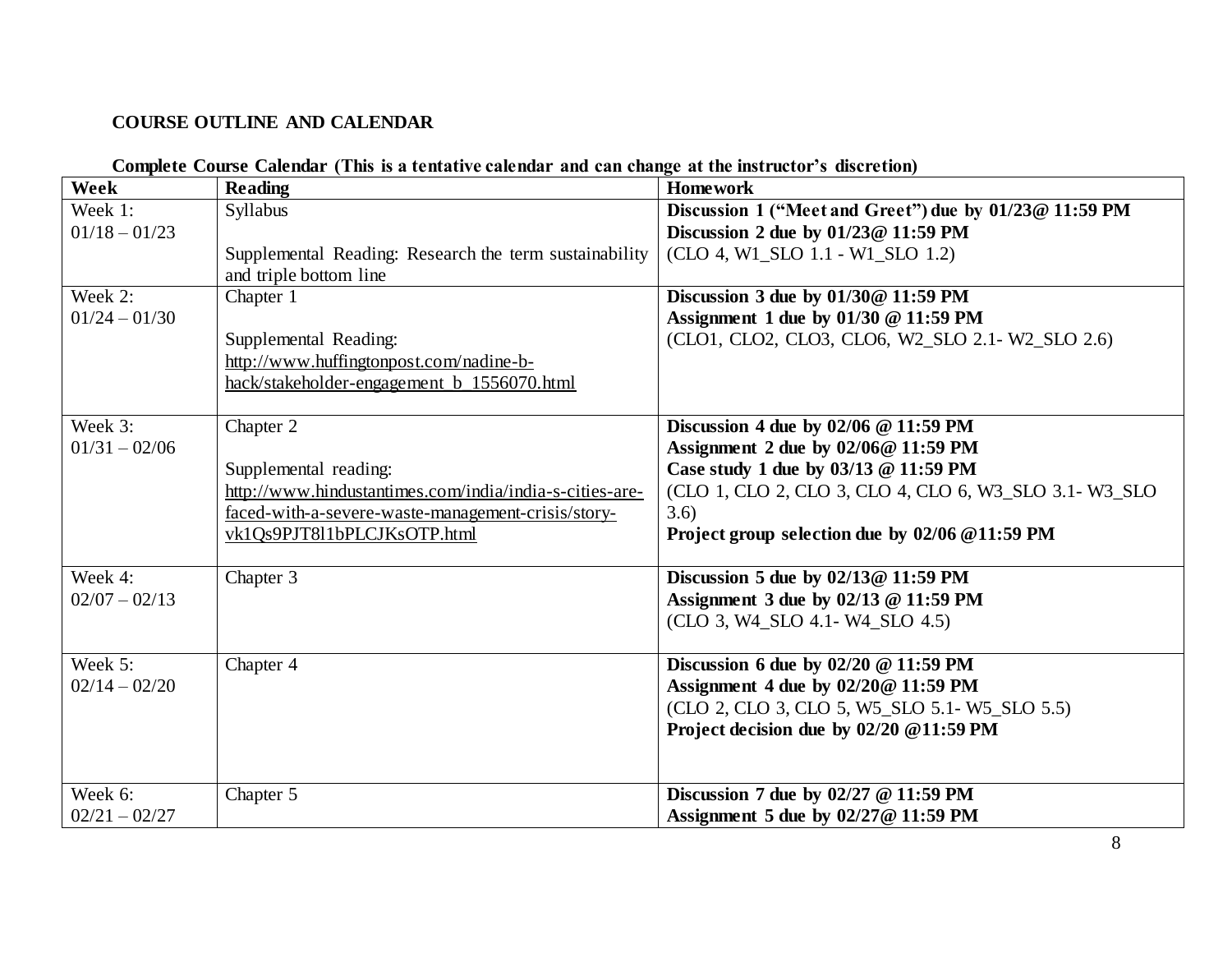**COURSE OUTLINE AND CALENDAR**

**Complete Course Calendar (This is a tentative calendar and can change at the instructor's discretion)**

| Week | Reading | Homework |
|---|---|---|
| Week 1: 01/18 – 01/23 | Syllabus<br><br>Supplemental Reading: Research the term sustainability and triple bottom line | **Discussion 1 ("Meet and Greet") due by 01/23@ 11:59 PM**<br>**Discussion 2 due by 01/23@ 11:59 PM**<br>(CLO 4, W1_SLO 1.1 - W1_SLO 1.2) |
| Week 2: 01/24 – 01/30 | Chapter 1<br><br>Supplemental Reading:<br>http://www.huffingtonpost.com/nadine-b-hack/stakeholder-engagement_b_1556070.html | **Discussion 3 due by 01/30@ 11:59 PM**<br>**Assignment 1 due by 01/30 @ 11:59 PM**<br>(CLO1, CLO2, CLO3, CLO6, W2_SLO 2.1- W2_SLO 2.6) |
| Week 3: 01/31 – 02/06 | Chapter 2<br><br>Supplemental reading:<br>http://www.hindustantimes.com/india/india-s-cities-are-faced-with-a-severe-waste-management-crisis/story-vk1Qs9PJT8l1bPLCJKsOTP.html | **Discussion 4 due by 02/06 @ 11:59 PM**<br>**Assignment 2 due by 02/06@ 11:59 PM**<br>**Case study 1 due by 03/13 @ 11:59 PM**<br>(CLO 1, CLO 2, CLO 3, CLO 4, CLO 6, W3_SLO 3.1- W3_SLO 3.6)<br>**Project group selection due by 02/06 @11:59 PM** |
| Week 4: 02/07 – 02/13 | Chapter 3 | **Discussion 5 due by 02/13@ 11:59 PM**<br>**Assignment 3 due by 02/13 @ 11:59 PM**<br>(CLO 3, W4_SLO 4.1- W4_SLO 4.5) |
| Week 5: 02/14 – 02/20 | Chapter 4 | **Discussion 6 due by 02/20 @ 11:59 PM**<br>**Assignment 4 due by 02/20@ 11:59 PM**<br>(CLO 2, CLO 3, CLO 5, W5_SLO 5.1- W5_SLO 5.5)<br>**Project decision due by 02/20 @11:59 PM** |
| Week 6: 02/21 – 02/27 | Chapter 5 | **Discussion 7 due by 02/27 @ 11:59 PM**<br>**Assignment 5 due by 02/27@ 11:59 PM** |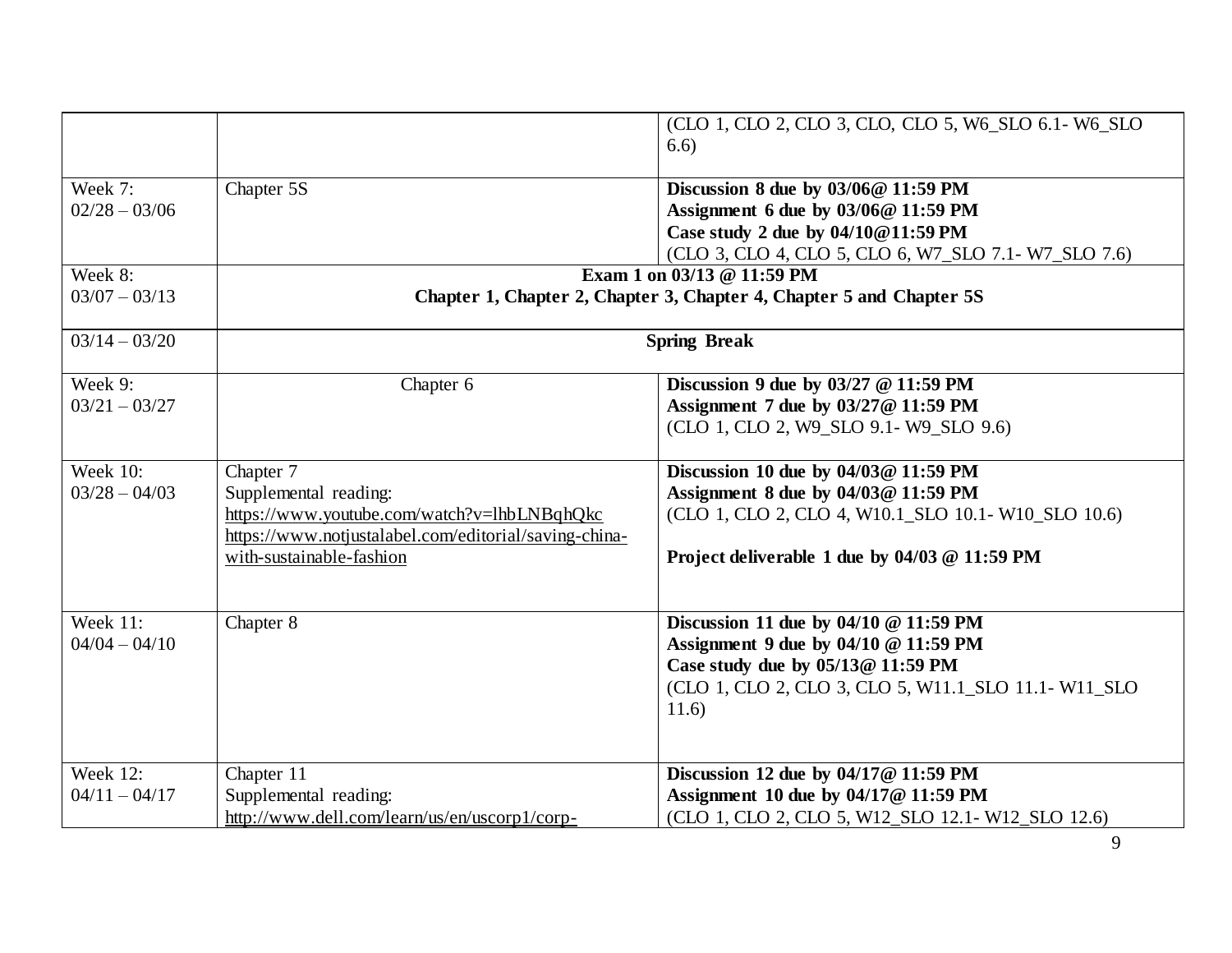| | | |
|---|---|---|
| | | (CLO 1, CLO 2, CLO 3, CLO, CLO 5, W6_SLO 6.1- W6_SLO 6.6) |
| Week 7:<br>02/28 – 03/06 | Chapter 5S | **Discussion 8 due by 03/06@ 11:59 PM**<br>**Assignment 6 due by 03/06@ 11:59 PM**<br>**Case study 2 due by 04/10@11:59 PM**<br>(CLO 3, CLO 4, CLO 5, CLO 6, W7_SLO 7.1- W7_SLO 7.6) |
| Week 8:<br>03/07 – 03/13 | **Exam 1 on 03/13 @ 11:59 PM**<br>**Chapter 1, Chapter 2, Chapter 3, Chapter 4, Chapter 5 and Chapter 5S** | |
| 03/14 – 03/20 | **Spring Break** | |
| Week 9:<br>03/21 – 03/27 | Chapter 6 | **Discussion 9 due by 03/27 @ 11:59 PM**<br>**Assignment 7 due by 03/27@ 11:59 PM**<br>(CLO 1, CLO 2, W9_SLO 9.1- W9_SLO 9.6) |
| Week 10:<br>03/28 – 04/03 | Chapter 7<br>Supplemental reading:<br>https://www.youtube.com/watch?v=lhbLNBqhQkc<br>https://www.notjustalabel.com/editorial/saving-china-with-sustainable-fashion | **Discussion 10 due by 04/03@ 11:59 PM**<br>**Assignment 8 due by 04/03@ 11:59 PM**<br>(CLO 1, CLO 2, CLO 4, W10.1_SLO 10.1- W10_SLO 10.6)<br><br>**Project deliverable 1 due by 04/03 @ 11:59 PM** |
| Week 11:<br>04/04 – 04/10 | Chapter 8 | **Discussion 11 due by 04/10 @ 11:59 PM**<br>**Assignment 9 due by 04/10 @ 11:59 PM**<br>**Case study due by 05/13@ 11:59 PM**<br>(CLO 1, CLO 2, CLO 3, CLO 5, W11.1_SLO 11.1- W11_SLO 11.6) |
| Week 12:<br>04/11 – 04/17 | Chapter 11<br>Supplemental reading:<br>http://www.dell.com/learn/us/en/uscorp1/corp- | **Discussion 12 due by 04/17@ 11:59 PM**<br>**Assignment 10 due by 04/17@ 11:59 PM**<br>(CLO 1, CLO 2, CLO 5, W12_SLO 12.1- W12_SLO 12.6) |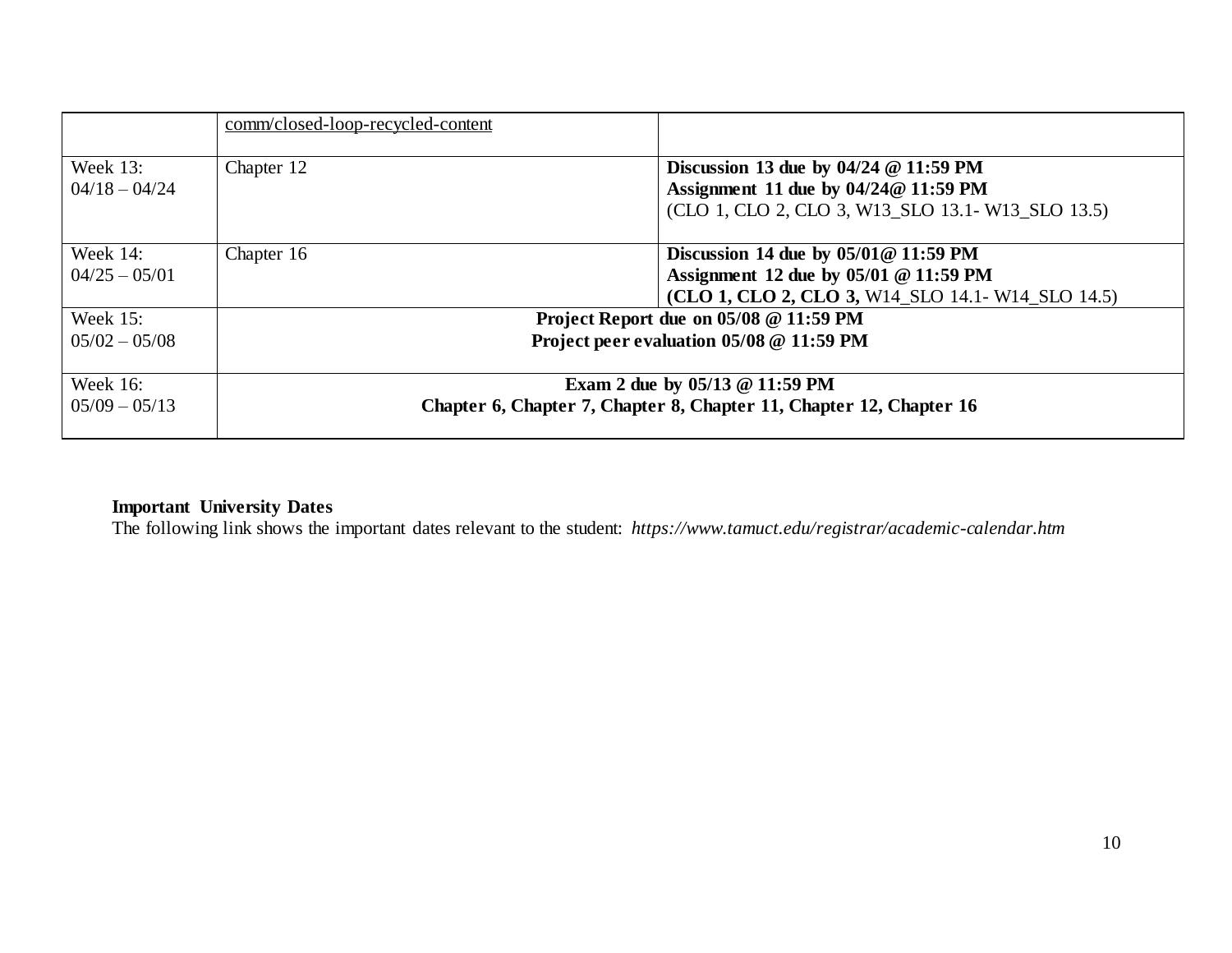|  |  |  |
|---|---|---|
|  | comm/closed-loop-recycled-content |  |
| Week 13: 04/18 – 04/24 | Chapter 12 | **Discussion 13 due by 04/24 @ 11:59 PM** **Assignment 11 due by 04/24@ 11:59 PM** (CLO 1, CLO 2, CLO 3, W13_SLO 13.1- W13_SLO 13.5) |
| Week 14: 04/25 – 05/01 | Chapter 16 | **Discussion 14 due by 05/01@ 11:59 PM** **Assignment 12 due by 05/01 @ 11:59 PM** **(CLO 1, CLO 2, CLO 3,** W14_SLO 14.1- W14_SLO 14.5) |
| Week 15: 05/02 – 05/08 | **Project Report due on 05/08 @ 11:59 PM** **Project peer evaluation 05/08 @ 11:59 PM** |  |
| Week 16: 05/09 – 05/13 | **Exam 2 due by 05/13 @ 11:59 PM** **Chapter 6, Chapter 7, Chapter 8, Chapter 11, Chapter 12, Chapter 16** |  |

**Important University Dates**

The following link shows the important dates relevant to the student: *https://www.tamuct.edu/registrar/academic-calendar.htm*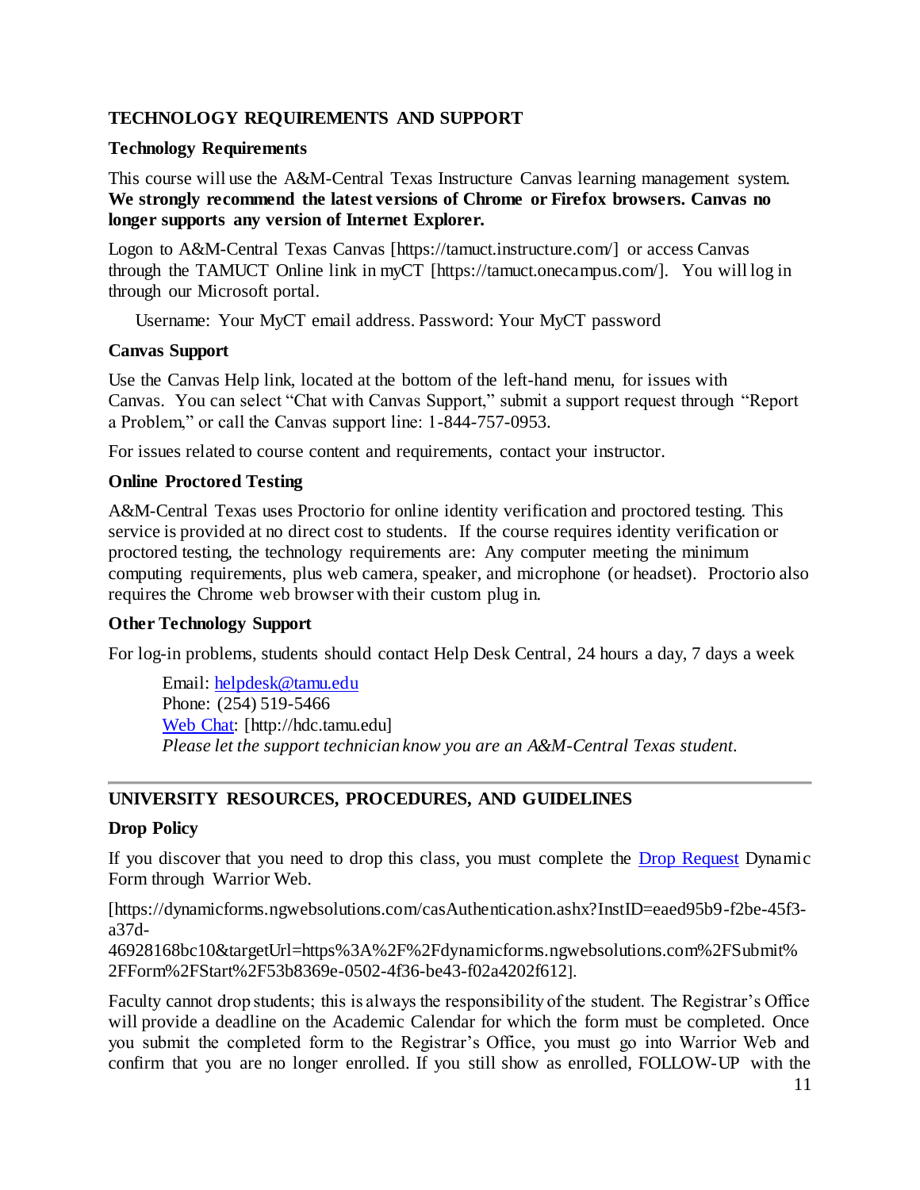## TECHNOLOGY REQUIREMENTS AND SUPPORT

### Technology Requirements

This course will use the A&M-Central Texas Instructure Canvas learning management system. **We strongly recommend the latest versions of Chrome or Firefox browsers. Canvas no longer supports any version of Internet Explorer.**

Logon to A&M-Central Texas Canvas [https://tamuct.instructure.com/] or access Canvas through the TAMUCT Online link in myCT [https://tamuct.onecampus.com/]. You will log in through our Microsoft portal.

Username: Your MyCT email address. Password: Your MyCT password

### Canvas Support

Use the Canvas Help link, located at the bottom of the left-hand menu, for issues with Canvas. You can select "Chat with Canvas Support," submit a support request through "Report a Problem," or call the Canvas support line: 1-844-757-0953.

For issues related to course content and requirements, contact your instructor.

### Online Proctored Testing

A&M-Central Texas uses Proctorio for online identity verification and proctored testing. This service is provided at no direct cost to students. If the course requires identity verification or proctored testing, the technology requirements are: Any computer meeting the minimum computing requirements, plus web camera, speaker, and microphone (or headset). Proctorio also requires the Chrome web browser with their custom plug in.

### Other Technology Support

For log-in problems, students should contact Help Desk Central, 24 hours a day, 7 days a week

Email: helpdesk@tamu.edu
Phone: (254) 519-5466
Web Chat: [http://hdc.tamu.edu]
*Please let the support technician know you are an A&M-Central Texas student.*

---

## UNIVERSITY RESOURCES, PROCEDURES, AND GUIDELINES

### Drop Policy

If you discover that you need to drop this class, you must complete the Drop Request Dynamic Form through Warrior Web.

[https://dynamicforms.ngwebsolutions.com/casAuthentication.ashx?InstID=eaed95b9-f2be-45f3-a37d-46928168bc10&targetUrl=https%3A%2F%2Fdynamicforms.ngwebsolutions.com%2FSubmit%2FForm%2FStart%2F53b8369e-0502-4f36-be43-f02a4202f612].

Faculty cannot drop students; this is always the responsibility of the student. The Registrar's Office will provide a deadline on the Academic Calendar for which the form must be completed. Once you submit the completed form to the Registrar's Office, you must go into Warrior Web and confirm that you are no longer enrolled. If you still show as enrolled, FOLLOW-UP with the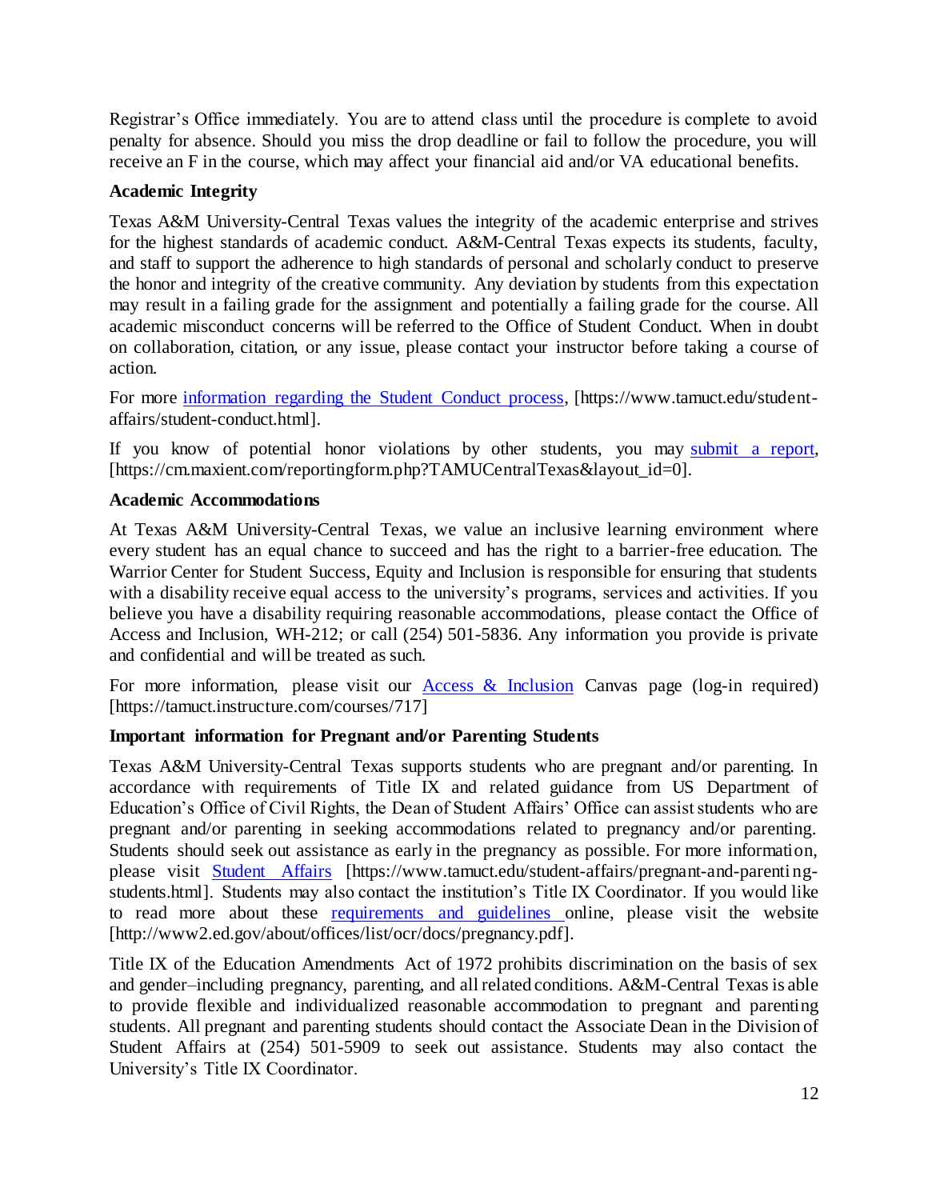Registrar's Office immediately. You are to attend class until the procedure is complete to avoid penalty for absence. Should you miss the drop deadline or fail to follow the procedure, you will receive an F in the course, which may affect your financial aid and/or VA educational benefits.

**Academic Integrity**

Texas A&M University-Central Texas values the integrity of the academic enterprise and strives for the highest standards of academic conduct. A&M-Central Texas expects its students, faculty, and staff to support the adherence to high standards of personal and scholarly conduct to preserve the honor and integrity of the creative community. Any deviation by students from this expectation may result in a failing grade for the assignment and potentially a failing grade for the course. All academic misconduct concerns will be referred to the Office of Student Conduct. When in doubt on collaboration, citation, or any issue, please contact your instructor before taking a course of action.

For more information regarding the Student Conduct process, [https://www.tamuct.edu/student-affairs/student-conduct.html].

If you know of potential honor violations by other students, you may submit a report, [https://cm.maxient.com/reportingform.php?TAMUCentralTexas&layout_id=0].

**Academic Accommodations**

At Texas A&M University-Central Texas, we value an inclusive learning environment where every student has an equal chance to succeed and has the right to a barrier-free education. The Warrior Center for Student Success, Equity and Inclusion is responsible for ensuring that students with a disability receive equal access to the university's programs, services and activities. If you believe you have a disability requiring reasonable accommodations, please contact the Office of Access and Inclusion, WH-212; or call (254) 501-5836. Any information you provide is private and confidential and will be treated as such.

For more information, please visit our Access & Inclusion Canvas page (log-in required) [https://tamuct.instructure.com/courses/717]

**Important information for Pregnant and/or Parenting Students**

Texas A&M University-Central Texas supports students who are pregnant and/or parenting. In accordance with requirements of Title IX and related guidance from US Department of Education's Office of Civil Rights, the Dean of Student Affairs' Office can assist students who are pregnant and/or parenting in seeking accommodations related to pregnancy and/or parenting. Students should seek out assistance as early in the pregnancy as possible. For more information, please visit Student Affairs [https://www.tamuct.edu/student-affairs/pregnant-and-parenting-students.html]. Students may also contact the institution's Title IX Coordinator. If you would like to read more about these requirements and guidelines online, please visit the website [http://www2.ed.gov/about/offices/list/ocr/docs/pregnancy.pdf].

Title IX of the Education Amendments Act of 1972 prohibits discrimination on the basis of sex and gender–including pregnancy, parenting, and all related conditions. A&M-Central Texas is able to provide flexible and individualized reasonable accommodation to pregnant and parenting students. All pregnant and parenting students should contact the Associate Dean in the Division of Student Affairs at (254) 501-5909 to seek out assistance. Students may also contact the University's Title IX Coordinator.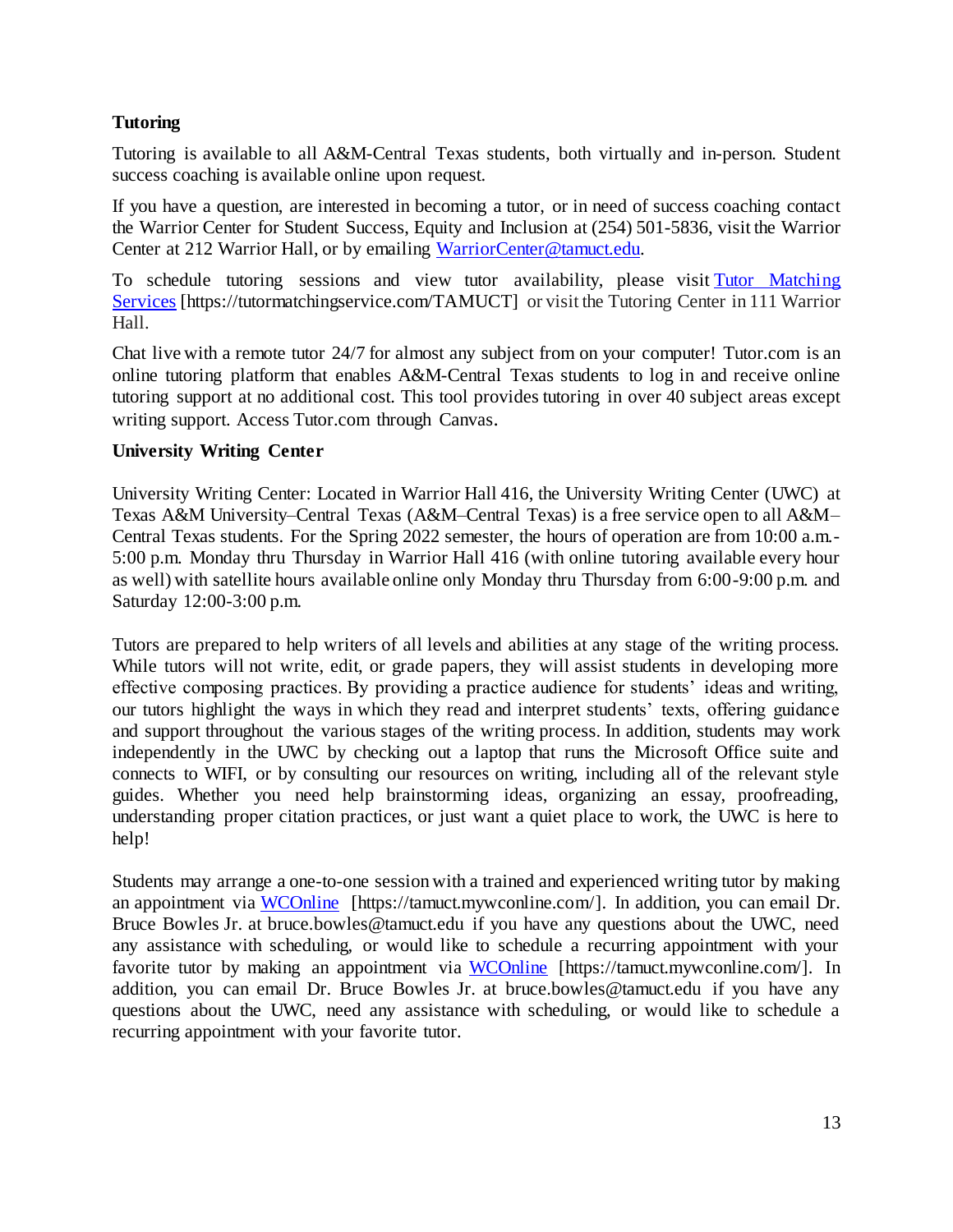**Tutoring**

Tutoring is available to all A&M-Central Texas students, both virtually and in-person. Student success coaching is available online upon request.

If you have a question, are interested in becoming a tutor, or in need of success coaching contact the Warrior Center for Student Success, Equity and Inclusion at (254) 501-5836, visit the Warrior Center at 212 Warrior Hall, or by emailing [WarriorCenter@tamuct.edu](mailto:WarriorCenter@tamuct.edu).

To schedule tutoring sessions and view tutor availability, please visit [Tutor Matching Services](https://tutormatchingservice.com/TAMUCT) [https://tutormatchingservice.com/TAMUCT] or visit the Tutoring Center in 111 Warrior Hall.

Chat live with a remote tutor 24/7 for almost any subject from on your computer! Tutor.com is an online tutoring platform that enables A&M-Central Texas students to log in and receive online tutoring support at no additional cost. This tool provides tutoring in over 40 subject areas except writing support. Access Tutor.com through Canvas.

**University Writing Center**

University Writing Center: Located in Warrior Hall 416, the University Writing Center (UWC) at Texas A&M University–Central Texas (A&M–Central Texas) is a free service open to all A&M–Central Texas students. For the Spring 2022 semester, the hours of operation are from 10:00 a.m.-5:00 p.m. Monday thru Thursday in Warrior Hall 416 (with online tutoring available every hour as well) with satellite hours available online only Monday thru Thursday from 6:00-9:00 p.m. and Saturday 12:00-3:00 p.m.

Tutors are prepared to help writers of all levels and abilities at any stage of the writing process. While tutors will not write, edit, or grade papers, they will assist students in developing more effective composing practices. By providing a practice audience for students' ideas and writing, our tutors highlight the ways in which they read and interpret students' texts, offering guidance and support throughout the various stages of the writing process. In addition, students may work independently in the UWC by checking out a laptop that runs the Microsoft Office suite and connects to WIFI, or by consulting our resources on writing, including all of the relevant style guides. Whether you need help brainstorming ideas, organizing an essay, proofreading, understanding proper citation practices, or just want a quiet place to work, the UWC is here to help!

Students may arrange a one-to-one session with a trained and experienced writing tutor by making an appointment via [WCOnline](https://tamuct.mywconline.com/) [https://tamuct.mywconline.com/]. In addition, you can email Dr. Bruce Bowles Jr. at bruce.bowles@tamuct.edu if you have any questions about the UWC, need any assistance with scheduling, or would like to schedule a recurring appointment with your favorite tutor by making an appointment via [WCOnline](https://tamuct.mywconline.com/) [https://tamuct.mywconline.com/]. In addition, you can email Dr. Bruce Bowles Jr. at bruce.bowles@tamuct.edu if you have any questions about the UWC, need any assistance with scheduling, or would like to schedule a recurring appointment with your favorite tutor.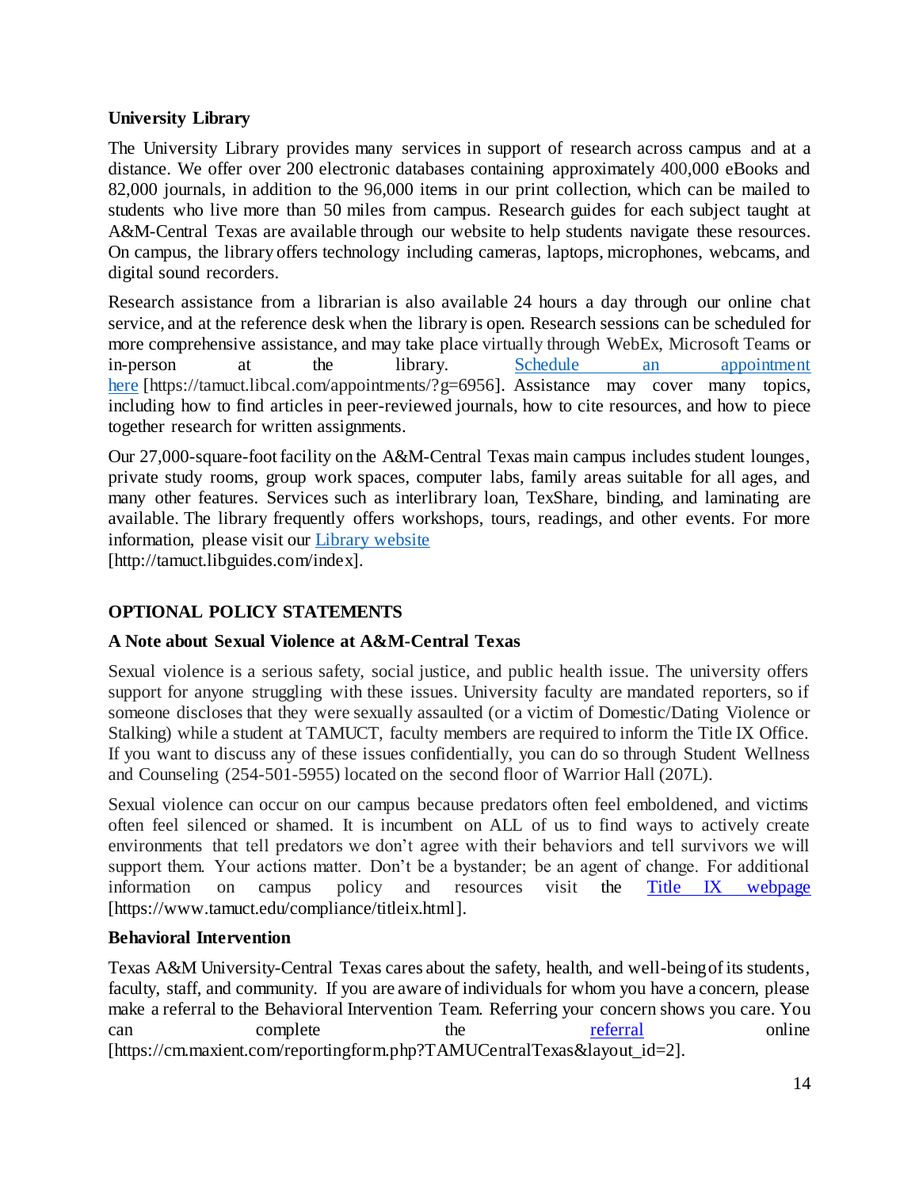### University Library

The University Library provides many services in support of research across campus and at a distance. We offer over 200 electronic databases containing approximately 400,000 eBooks and 82,000 journals, in addition to the 96,000 items in our print collection, which can be mailed to students who live more than 50 miles from campus. Research guides for each subject taught at A&M-Central Texas are available through our website to help students navigate these resources. On campus, the library offers technology including cameras, laptops, microphones, webcams, and digital sound recorders.

Research assistance from a librarian is also available 24 hours a day through our online chat service, and at the reference desk when the library is open. Research sessions can be scheduled for more comprehensive assistance, and may take place virtually through WebEx, Microsoft Teams or in-person at the library. [Schedule an appointment here](https://tamuct.libcal.com/appointments/?g=6956) [https://tamuct.libcal.com/appointments/?g=6956]. Assistance may cover many topics, including how to find articles in peer-reviewed journals, how to cite resources, and how to piece together research for written assignments.

Our 27,000-square-foot facility on the A&M-Central Texas main campus includes student lounges, private study rooms, group work spaces, computer labs, family areas suitable for all ages, and many other features. Services such as interlibrary loan, TexShare, binding, and laminating are available. The library frequently offers workshops, tours, readings, and other events. For more information, please visit our [Library website](http://tamuct.libguides.com/index)
[http://tamuct.libguides.com/index].

## OPTIONAL POLICY STATEMENTS

### A Note about Sexual Violence at A&M-Central Texas

Sexual violence is a serious safety, social justice, and public health issue. The university offers support for anyone struggling with these issues. University faculty are mandated reporters, so if someone discloses that they were sexually assaulted (or a victim of Domestic/Dating Violence or Stalking) while a student at TAMUCT, faculty members are required to inform the Title IX Office. If you want to discuss any of these issues confidentially, you can do so through Student Wellness and Counseling (254-501-5955) located on the second floor of Warrior Hall (207L).

Sexual violence can occur on our campus because predators often feel emboldened, and victims often feel silenced or shamed. It is incumbent on ALL of us to find ways to actively create environments that tell predators we don't agree with their behaviors and tell survivors we will support them. Your actions matter. Don't be a bystander; be an agent of change. For additional information on campus policy and resources visit the [Title IX webpage](https://www.tamuct.edu/compliance/titleix.html) [https://www.tamuct.edu/compliance/titleix.html].

### Behavioral Intervention

Texas A&M University-Central Texas cares about the safety, health, and well-being of its students, faculty, staff, and community. If you are aware of individuals for whom you have a concern, please make a referral to the Behavioral Intervention Team. Referring your concern shows you care. You can complete the [referral](https://cm.maxient.com/reportingform.php?TAMUCentralTexas&layout_id=2) online [https://cm.maxient.com/reportingform.php?TAMUCentralTexas&layout_id=2].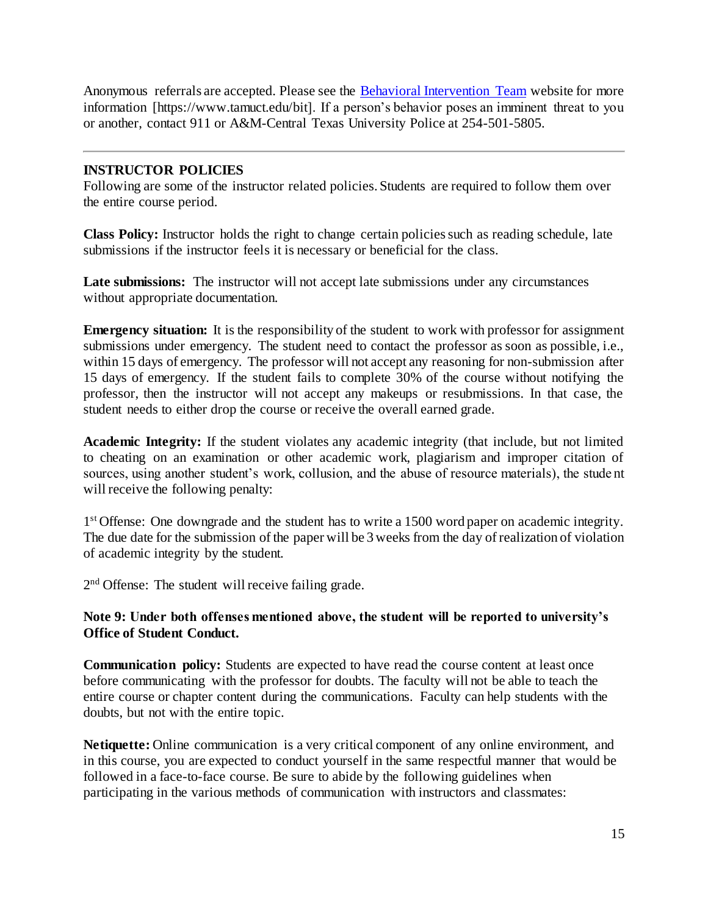Anonymous referrals are accepted. Please see the [Behavioral Intervention Team](https://www.tamuct.edu/bit) website for more information [https://www.tamuct.edu/bit]. If a person's behavior poses an imminent threat to you or another, contact 911 or A&M-Central Texas University Police at 254-501-5805.

---

## INSTRUCTOR POLICIES

Following are some of the instructor related policies. Students are required to follow them over the entire course period.

**Class Policy:** Instructor holds the right to change certain policies such as reading schedule, late submissions if the instructor feels it is necessary or beneficial for the class.

**Late submissions:** The instructor will not accept late submissions under any circumstances without appropriate documentation.

**Emergency situation:** It is the responsibility of the student to work with professor for assignment submissions under emergency. The student need to contact the professor as soon as possible, i.e., within 15 days of emergency. The professor will not accept any reasoning for non-submission after 15 days of emergency. If the student fails to complete 30% of the course without notifying the professor, then the instructor will not accept any makeups or resubmissions. In that case, the student needs to either drop the course or receive the overall earned grade.

**Academic Integrity:** If the student violates any academic integrity (that include, but not limited to cheating on an examination or other academic work, plagiarism and improper citation of sources, using another student's work, collusion, and the abuse of resource materials), the student will receive the following penalty:

1st Offense: One downgrade and the student has to write a 1500 word paper on academic integrity. The due date for the submission of the paper will be 3 weeks from the day of realization of violation of academic integrity by the student.

2nd Offense: The student will receive failing grade.

**Note 9: Under both offenses mentioned above, the student will be reported to university's Office of Student Conduct.**

**Communication policy:** Students are expected to have read the course content at least once before communicating with the professor for doubts. The faculty will not be able to teach the entire course or chapter content during the communications. Faculty can help students with the doubts, but not with the entire topic.

**Netiquette:** Online communication is a very critical component of any online environment, and in this course, you are expected to conduct yourself in the same respectful manner that would be followed in a face-to-face course. Be sure to abide by the following guidelines when participating in the various methods of communication with instructors and classmates: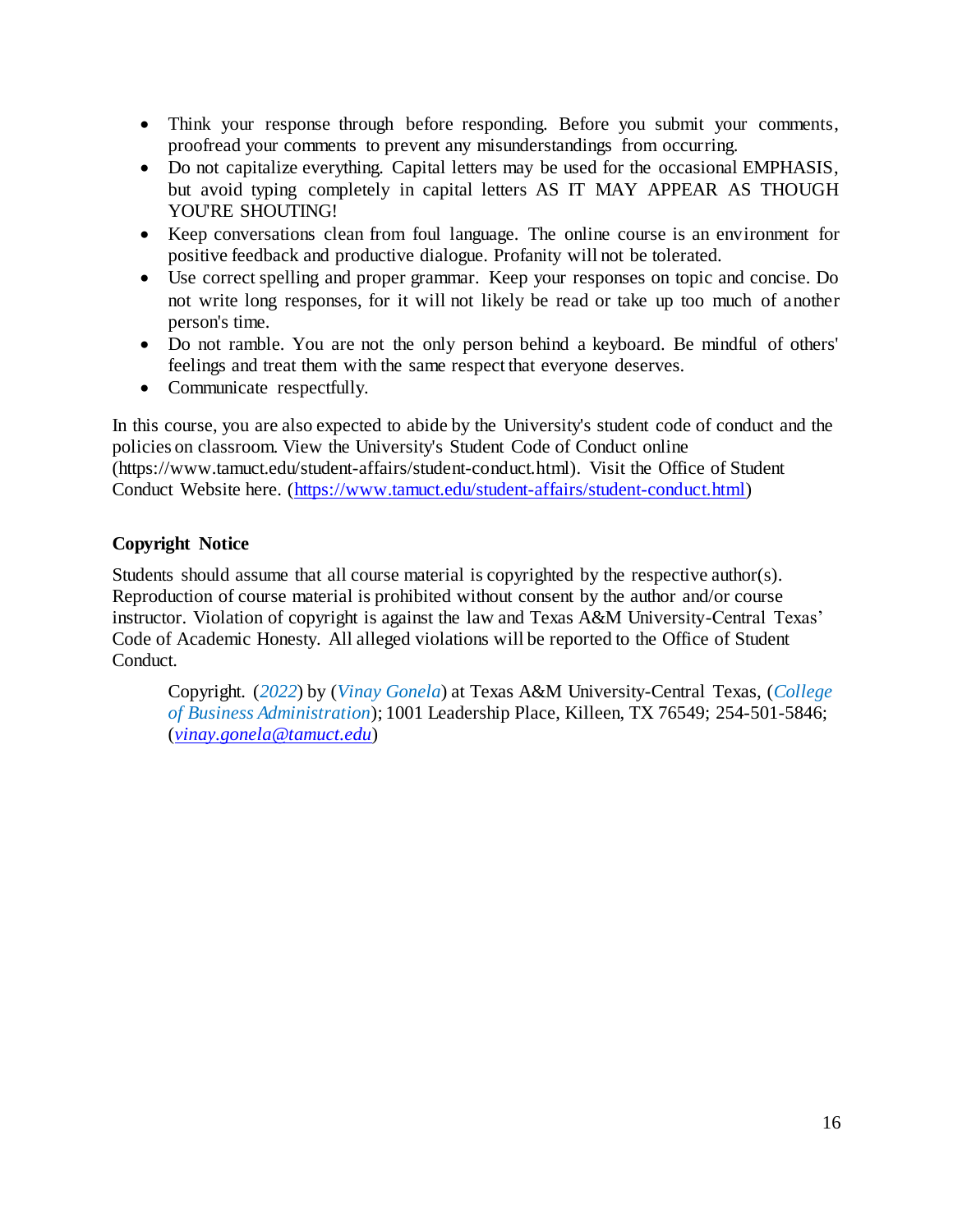- Think your response through before responding. Before you submit your comments, proofread your comments to prevent any misunderstandings from occurring.
- Do not capitalize everything. Capital letters may be used for the occasional EMPHASIS, but avoid typing completely in capital letters AS IT MAY APPEAR AS THOUGH YOU'RE SHOUTING!
- Keep conversations clean from foul language. The online course is an environment for positive feedback and productive dialogue. Profanity will not be tolerated.
- Use correct spelling and proper grammar. Keep your responses on topic and concise. Do not write long responses, for it will not likely be read or take up too much of another person's time.
- Do not ramble. You are not the only person behind a keyboard. Be mindful of others' feelings and treat them with the same respect that everyone deserves.
- Communicate respectfully.

In this course, you are also expected to abide by the University's student code of conduct and the policies on classroom. View the University's Student Code of Conduct online (https://www.tamuct.edu/student-affairs/student-conduct.html). Visit the Office of Student Conduct Website here. (https://www.tamuct.edu/student-affairs/student-conduct.html)

**Copyright Notice**

Students should assume that all course material is copyrighted by the respective author(s). Reproduction of course material is prohibited without consent by the author and/or course instructor. Violation of copyright is against the law and Texas A&M University-Central Texas' Code of Academic Honesty. All alleged violations will be reported to the Office of Student Conduct.

> Copyright. (*2022*) by (*Vinay Gonela*) at Texas A&M University-Central Texas, (*College of Business Administration*); 1001 Leadership Place, Killeen, TX 76549; 254-501-5846; (*vinay.gonela@tamuct.edu*)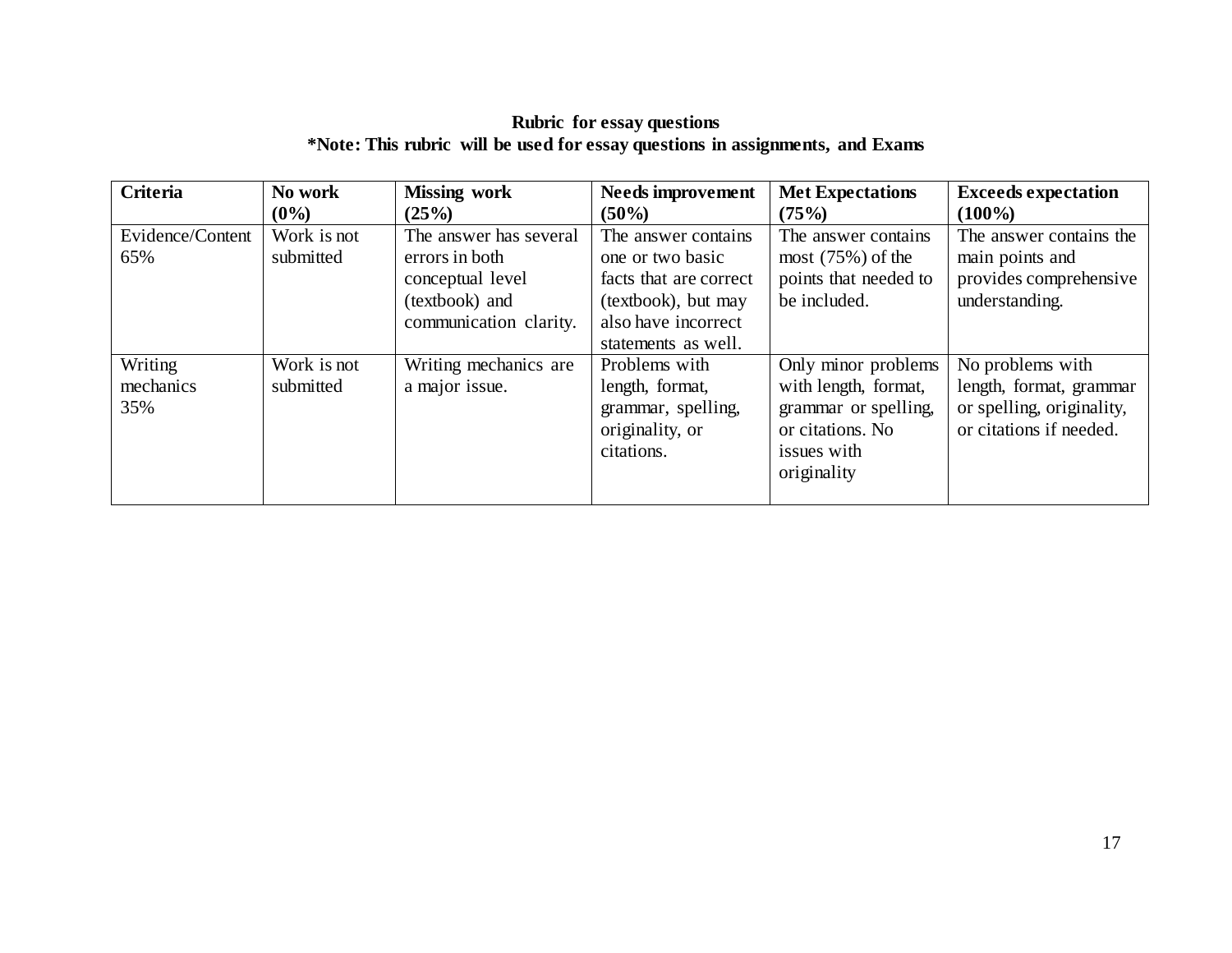**Rubric for essay questions**

***Note: This rubric will be used for essay questions in assignments, and Exams**

| **Criteria** | **No work (0%)** | **Missing work (25%)** | **Needs improvement (50%)** | **Met Expectations (75%)** | **Exceeds expectation (100%)** |
|---|---|---|---|---|---|
| Evidence/Content 65% | Work is not submitted | The answer has several errors in both conceptual level (textbook) and communication clarity. | The answer contains one or two basic facts that are correct (textbook), but may also have incorrect statements as well. | The answer contains most (75%) of the points that needed to be included. | The answer contains the main points and provides comprehensive understanding. |
| Writing mechanics 35% | Work is not submitted | Writing mechanics are a major issue. | Problems with length, format, grammar, spelling, originality, or citations. | Only minor problems with length, format, grammar or spelling, or citations. No issues with originality | No problems with length, format, grammar or spelling, originality, or citations if needed. |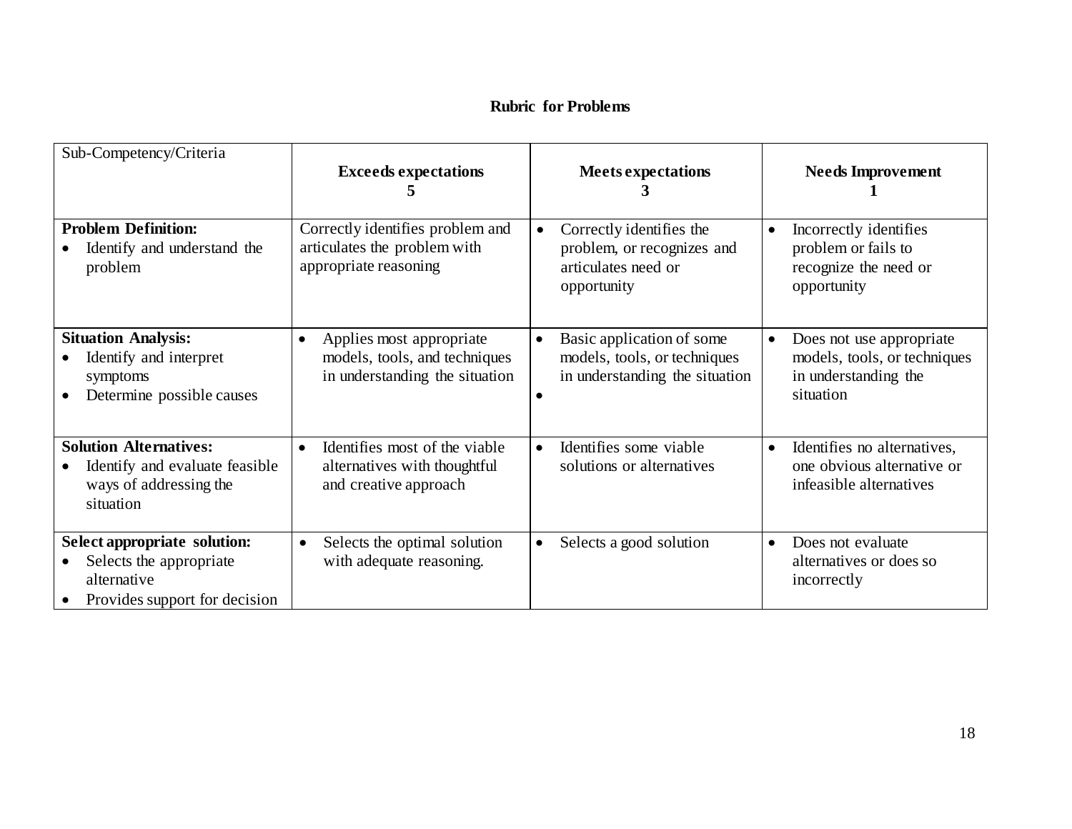**Rubric for Problems**

| Sub-Competency/Criteria | **Exceeds expectations**<br>**5** | **Meets expectations**<br>**3** | **Needs Improvement**<br>**1** |
|---|---|---|---|
| **Problem Definition:**<br>• Identify and understand the problem | Correctly identifies problem and articulates the problem with appropriate reasoning | • Correctly identifies the problem, or recognizes and articulates need or opportunity | • Incorrectly identifies problem or fails to recognize the need or opportunity |
| **Situation Analysis:**<br>• Identify and interpret symptoms<br>• Determine possible causes | • Applies most appropriate models, tools, and techniques in understanding the situation | • Basic application of some models, tools, or techniques in understanding the situation<br>• | • Does not use appropriate models, tools, or techniques in understanding the situation |
| **Solution Alternatives:**<br>• Identify and evaluate feasible ways of addressing the situation | • Identifies most of the viable alternatives with thoughtful and creative approach | • Identifies some viable solutions or alternatives | • Identifies no alternatives, one obvious alternative or infeasible alternatives |
| **Select appropriate solution:**<br>• Selects the appropriate alternative<br>• Provides support for decision | • Selects the optimal solution with adequate reasoning. | • Selects a good solution | • Does not evaluate alternatives or does so incorrectly |